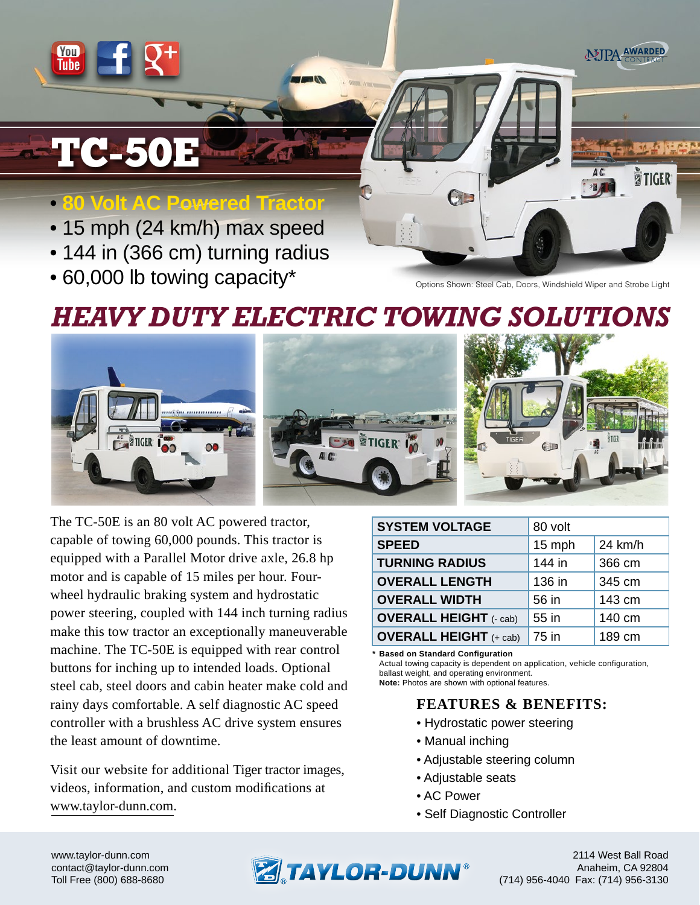# TC-50E

- **80 Volt AC Powered Tractor**
- 15 mph (24 km/h) max speed
- 144 in (366 cm) turning radius
- 60,000 lb towing capacity*

Options Shown: Steel Cab, Doors, Windshield Wiper and Strobe Light

## *HEAVY DUTY ELECTRIC TOWING SOLUTIONS*

The TC-50E is an 80 volt AC powered tractor, capable of towing 60,000 pounds. This tractor is equipped with a Parallel Motor drive axle, 26.8 hp motor and is capable of 15 miles per hour. Four-wheel hydraulic braking system and hydrostatic power steering, coupled with 144 inch turning radius make this tow tractor an exceptionally maneuverable machine. The TC-50E is equipped with rear control buttons for inching up to intended loads. Optional steel cab, steel doors and cabin heater make cold and rainy days comfortable. A self diagnostic AC speed controller with a brushless AC drive system ensures the least amount of downtime.

Visit our website for additional Tiger tractor images, videos, information, and custom modifications at www.taylor-dunn.com.

| SYSTEM VOLTAGE | 80 volt | |
|---|---|---|
| SPEED | 15 mph | 24 km/h |
| TURNING RADIUS | 144 in | 366 cm |
| OVERALL LENGTH | 136 in | 345 cm |
| OVERALL WIDTH | 56 in | 143 cm |
| OVERALL HEIGHT (- cab) | 55 in | 140 cm |
| OVERALL HEIGHT (+ cab) | 75 in | 189 cm |

**\* Based on Standard Configuration**
Actual towing capacity is dependent on application, vehicle configuration, ballast weight, and operating environment.
**Note:** Photos are shown with optional features.

### FEATURES & BENEFITS:

- Hydrostatic power steering
- Manual inching
- Adjustable steering column
- Adjustable seats
- AC Power
- Self Diagnostic Controller

www.taylor-dunn.com
contact@taylor-dunn.com
Toll Free (800) 688-8680

TAYLOR-DUNN®

2114 West Ball Road
Anaheim, CA 92804
(714) 956-4040 Fax: (714) 956-3130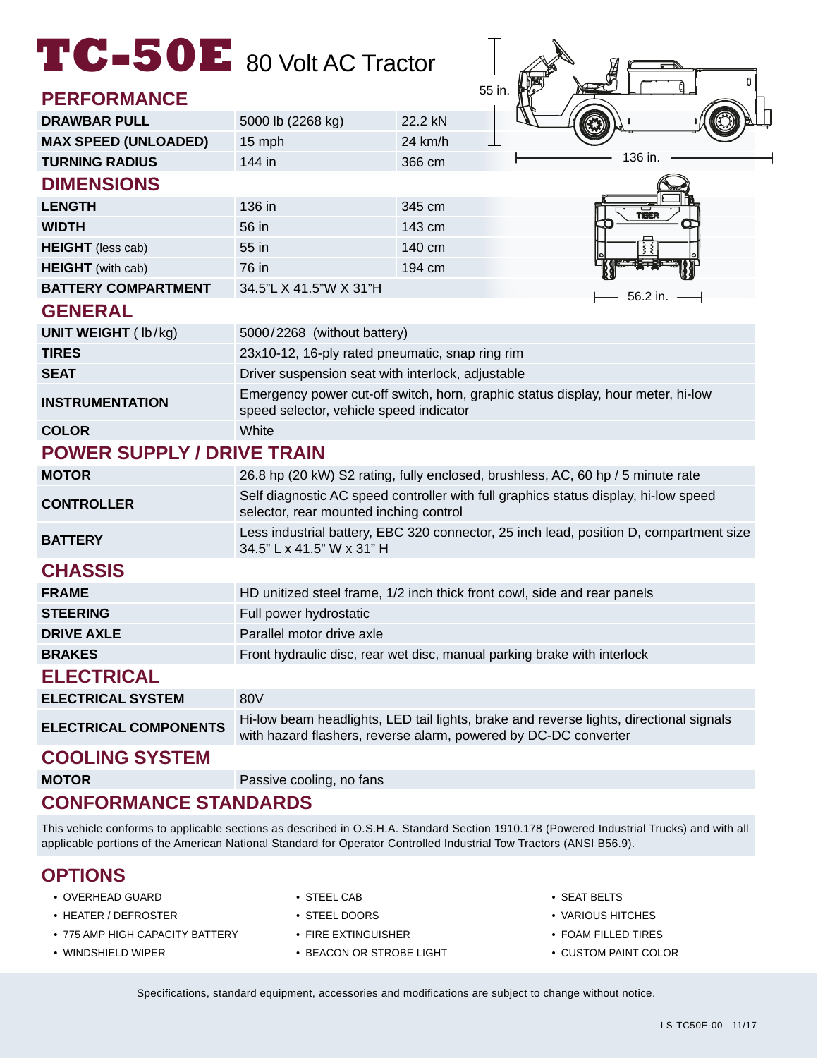# TC-50E 80 Volt AC Tractor

55 in.

136 in.

56.2 in.

## PERFORMANCE

| | | |
|---|---|---|
| **DRAWBAR PULL** | 5000 lb (2268 kg) | 22.2 kN |
| **MAX SPEED (UNLOADED)** | 15 mph | 24 km/h |
| **TURNING RADIUS** | 144 in | 366 cm |

## DIMENSIONS

| | | |
|---|---|---|
| **LENGTH** | 136 in | 345 cm |
| **WIDTH** | 56 in | 143 cm |
| **HEIGHT** (less cab) | 55 in | 140 cm |
| **HEIGHT** (with cab) | 76 in | 194 cm |
| **BATTERY COMPARTMENT** | 34.5"L X 41.5"W X 31"H | |

## GENERAL

| | |
|---|---|
| **UNIT WEIGHT** ( lb/kg) | 5000/2268 (without battery) |
| **TIRES** | 23x10-12, 16-ply rated pneumatic, snap ring rim |
| **SEAT** | Driver suspension seat with interlock, adjustable |
| **INSTRUMENTATION** | Emergency power cut-off switch, horn, graphic status display, hour meter, hi-low speed selector, vehicle speed indicator |
| **COLOR** | White |

## POWER SUPPLY / DRIVE TRAIN

| | |
|---|---|
| **MOTOR** | 26.8 hp (20 kW) S2 rating, fully enclosed, brushless, AC, 60 hp / 5 minute rate |
| **CONTROLLER** | Self diagnostic AC speed controller with full graphics status display, hi-low speed selector, rear mounted inching control |
| **BATTERY** | Less industrial battery, EBC 320 connector, 25 inch lead, position D, compartment size 34.5" L x 41.5" W x 31" H |

## CHASSIS

| | |
|---|---|
| **FRAME** | HD unitized steel frame, 1/2 inch thick front cowl, side and rear panels |
| **STEERING** | Full power hydrostatic |
| **DRIVE AXLE** | Parallel motor drive axle |
| **BRAKES** | Front hydraulic disc, rear wet disc, manual parking brake with interlock |

## ELECTRICAL

| | |
|---|---|
| **ELECTRICAL SYSTEM** | 80V |
| **ELECTRICAL COMPONENTS** | Hi-low beam headlights, LED tail lights, brake and reverse lights, directional signals with hazard flashers, reverse alarm, powered by DC-DC converter |

## COOLING SYSTEM

| | |
|---|---|
| **MOTOR** | Passive cooling, no fans |

## CONFORMANCE STANDARDS

This vehicle conforms to applicable sections as described in O.S.H.A. Standard Section 1910.178 (Powered Industrial Trucks) and with all applicable portions of the American National Standard for Operator Controlled Industrial Tow Tractors (ANSI B56.9).

## OPTIONS

- OVERHEAD GUARD
- HEATER / DEFROSTER
- 775 AMP HIGH CAPACITY BATTERY
- WINDSHIELD WIPER
- STEEL CAB
- STEEL DOORS
- FIRE EXTINGUISHER
- BEACON OR STROBE LIGHT
- SEAT BELTS
- VARIOUS HITCHES
- FOAM FILLED TIRES
- CUSTOM PAINT COLOR

Specifications, standard equipment, accessories and modifications are subject to change without notice.

LS-TC50E-00 11/17